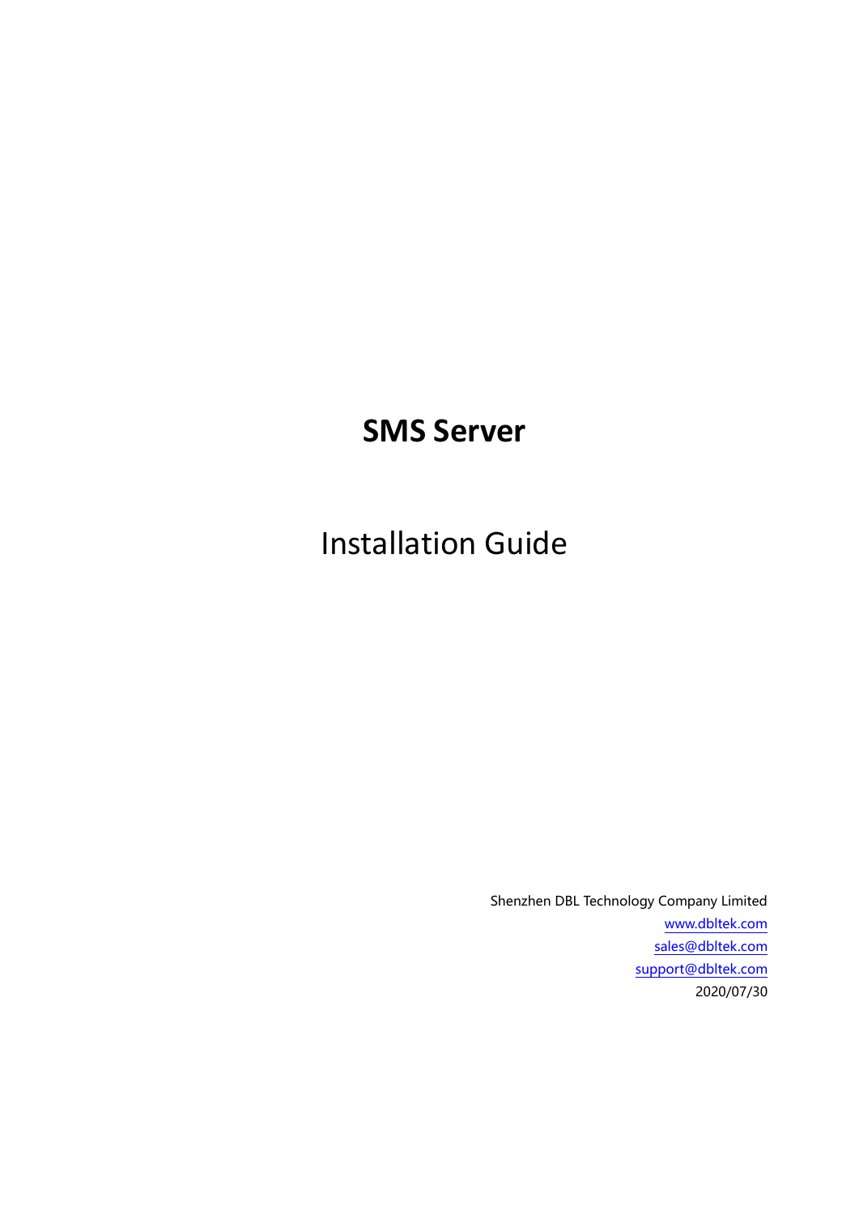# SMS Server

## Installation Guide

Shenzhen DBL Technology Company Limited

www.dbltek.com

sales@dbltek.com

support@dbltek.com

2020/07/30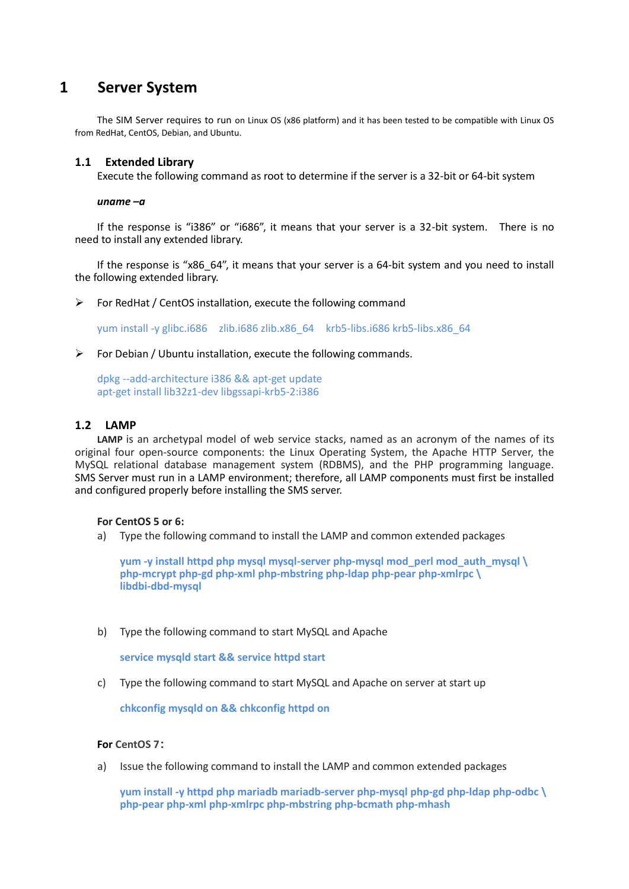# 1 Server System

The SIM Server requires to run on Linux OS (x86 platform) and it has been tested to be compatible with Linux OS from RedHat, CentOS, Debian, and Ubuntu.

## 1.1 Extended Library

Execute the following command as root to determine if the server is a 32-bit or 64-bit system

***uname –a***

If the response is "i386" or "i686", it means that your server is a 32-bit system. There is no need to install any extended library.

If the response is "x86_64", it means that your server is a 64-bit system and you need to install the following extended library.

- For RedHat / CentOS installation, execute the following command

```
yum install -y glibc.i686  zlib.i686 zlib.x86_64  krb5-libs.i686 krb5-libs.x86_64
```

- For Debian / Ubuntu installation, execute the following commands.

```
dpkg --add-architecture i386 && apt-get update
apt-get install lib32z1-dev libgssapi-krb5-2:i386
```

## 1.2 LAMP

**LAMP** is an archetypal model of web service stacks, named as an acronym of the names of its original four open-source components: the Linux Operating System, the Apache HTTP Server, the MySQL relational database management system (RDBMS), and the PHP programming language. SMS Server must run in a LAMP environment; therefore, all LAMP components must first be installed and configured properly before installing the SMS server.

**For CentOS 5 or 6:**

a) Type the following command to install the LAMP and common extended packages

```
yum -y install httpd php mysql mysql-server php-mysql mod_perl mod_auth_mysql \
php-mcrypt php-gd php-xml php-mbstring php-ldap php-pear php-xmlrpc \
libdbi-dbd-mysql
```

b) Type the following command to start MySQL and Apache

```
service mysqld start && service httpd start
```

c) Type the following command to start MySQL and Apache on server at start up

```
chkconfig mysqld on && chkconfig httpd on
```

**For CentOS 7：**

a) Issue the following command to install the LAMP and common extended packages

```
yum install -y httpd php mariadb mariadb-server php-mysql php-gd php-ldap php-odbc \
php-pear php-xml php-xmlrpc php-mbstring php-bcmath php-mhash
```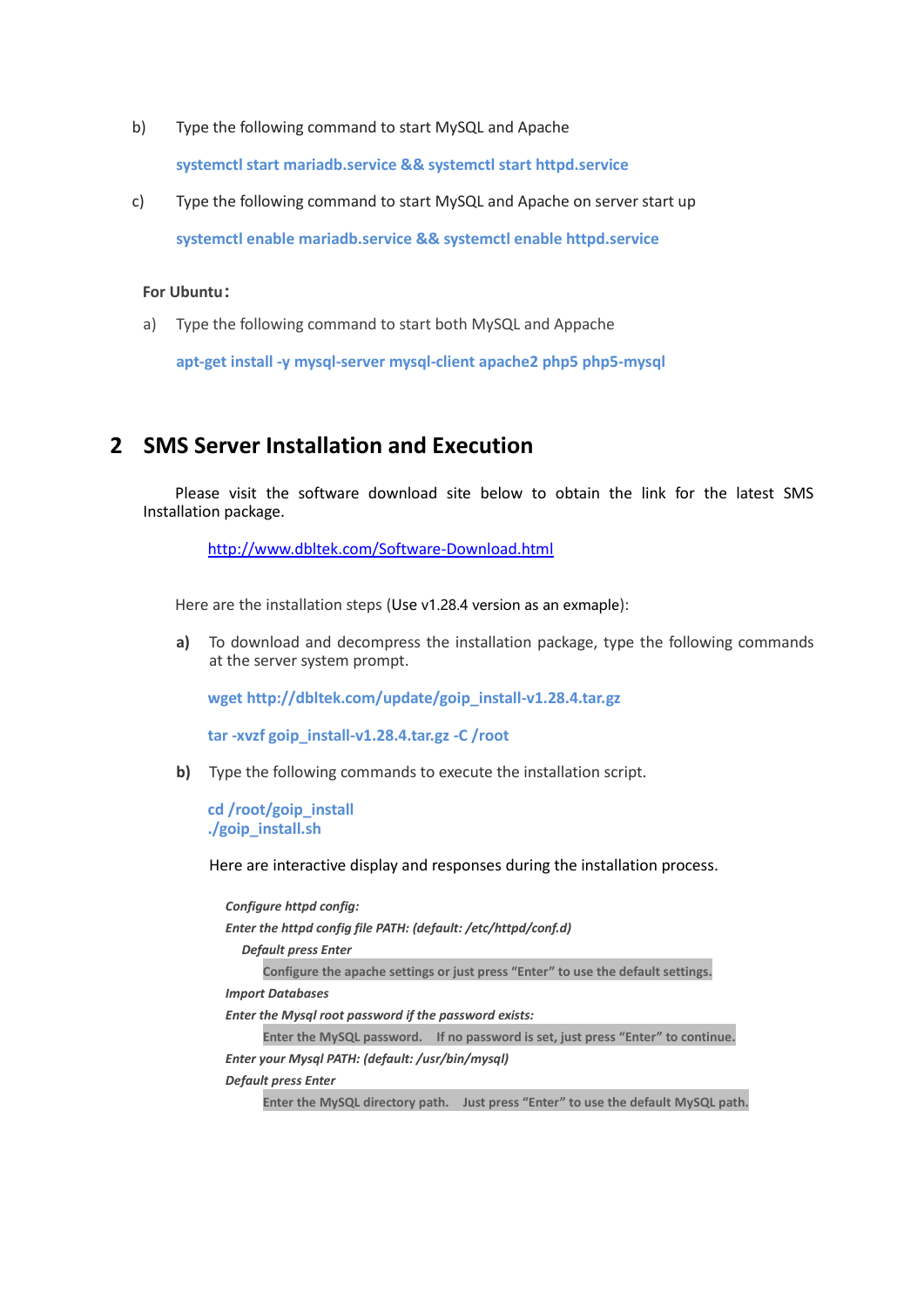b) Type the following command to start MySQL and Apache

```
systemctl start mariadb.service && systemctl start httpd.service
```

c) Type the following command to start MySQL and Apache on server start up

```
systemctl enable mariadb.service && systemctl enable httpd.service
```

**For Ubuntu：**

a) Type the following command to start both MySQL and Appache

```
apt-get install -y mysql-server mysql-client apache2 php5 php5-mysql
```

# 2 SMS Server Installation and Execution

Please visit the software download site below to obtain the link for the latest SMS Installation package.

http://www.dbltek.com/Software-Download.html

Here are the installation steps (Use v1.28.4 version as an exmaple):

**a)** To download and decompress the installation package, type the following commands at the server system prompt.

```
wget http://dbltek.com/update/goip_install-v1.28.4.tar.gz
```

```
tar -xvzf goip_install-v1.28.4.tar.gz -C /root
```

**b)** Type the following commands to execute the installation script.

```
cd /root/goip_install
./goip_install.sh
```

Here are interactive display and responses during the installation process.

***Configure httpd config:***

***Enter the httpd config file PATH: (default: /etc/httpd/conf.d)***

***Default press Enter***

**Configure the apache settings or just press "Enter" to use the default settings.**

***Import Databases***

***Enter the Mysql root password if the password exists:***

**Enter the MySQL password. If no password is set, just press "Enter" to continue.**

***Enter your Mysql PATH: (default: /usr/bin/mysql)***

***Default press Enter***

**Enter the MySQL directory path. Just press "Enter" to use the default MySQL path.**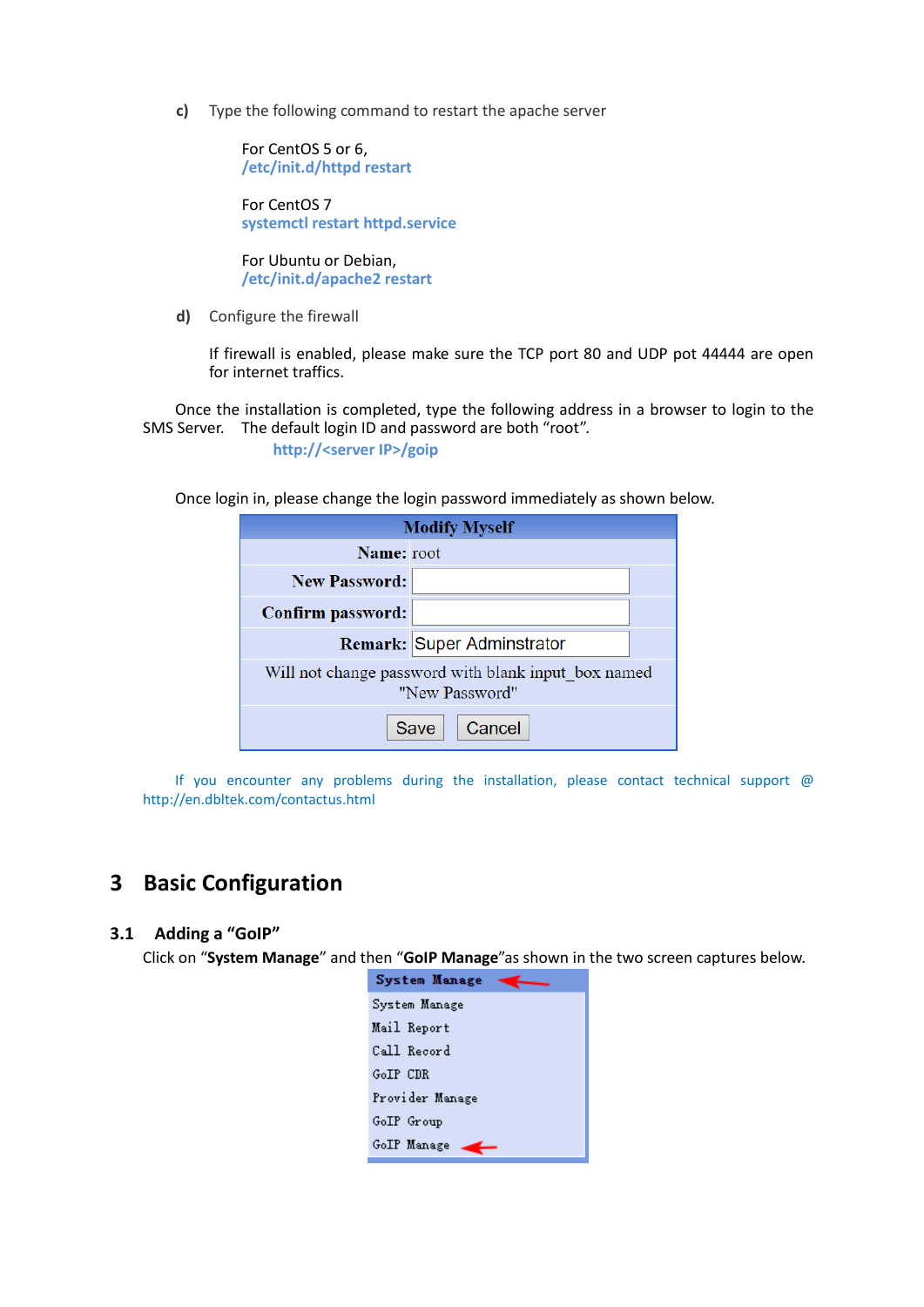c) Type the following command to restart the apache server

For CentOS 5 or 6,
/etc/init.d/httpd restart

For CentOS 7
systemctl restart httpd.service

For Ubuntu or Debian,
/etc/init.d/apache2 restart

d) Configure the firewall

If firewall is enabled, please make sure the TCP port 80 and UDP pot 44444 are open for internet traffics.

Once the installation is completed, type the following address in a browser to login to the SMS Server. The default login ID and password are both "root".

http://<server IP>/goip

Once login in, please change the login password immediately as shown below.

| Modify Myself | |
|---|---|
| Name: | root |
| New Password: | |
| Confirm password: | |
| Remark: | Super Adminstrator |
| Will not change password with blank input_box named "New Password" | |
| Save | Cancel |

If you encounter any problems during the installation, please contact technical support @ http://en.dbltek.com/contactus.html

# 3 Basic Configuration

## 3.1 Adding a "GoIP"

Click on "**System Manage**" and then "**GoIP Manage**"as shown in the two screen captures below.

System Manage
- System Manage
- Mail Report
- Call Record
- GoIP CDR
- Provider Manage
- GoIP Group
- GoIP Manage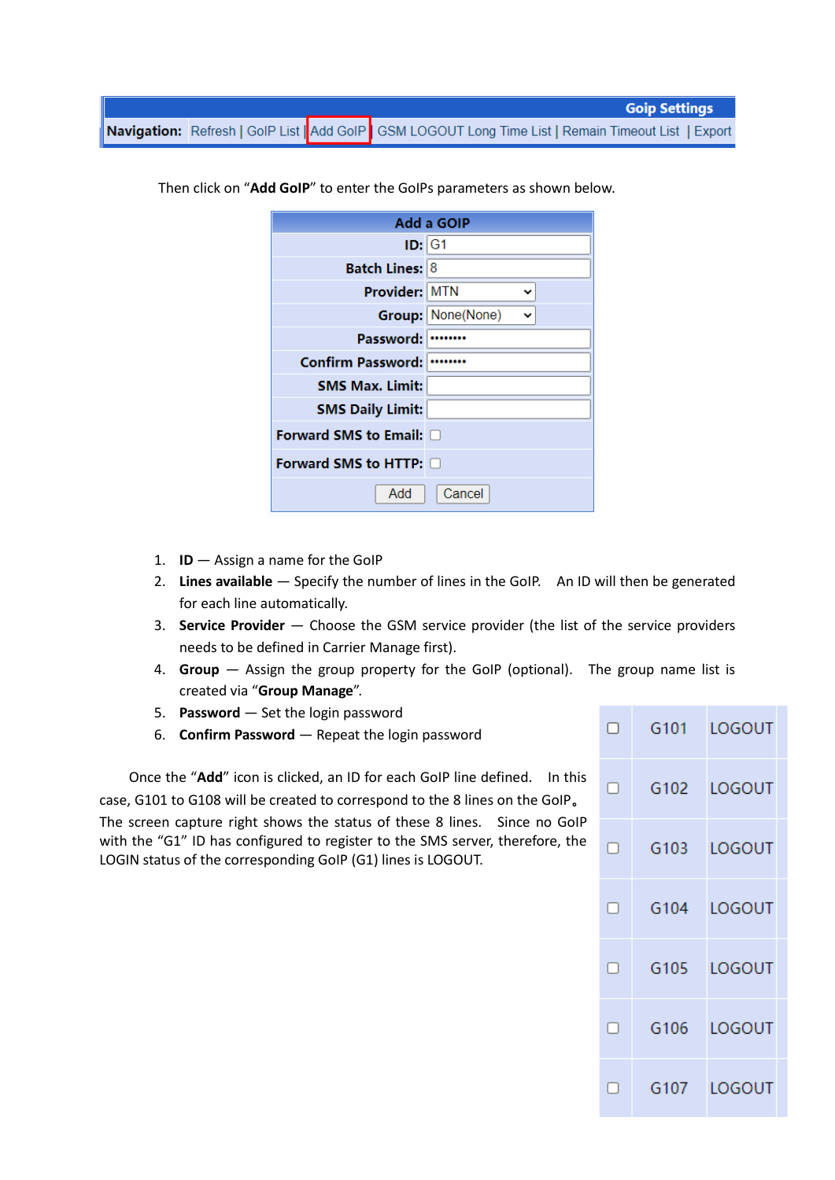| Goip Settings |
|---|
| Navigation: Refresh \| GoIP List \| Add GoIP \| GSM LOGOUT Long Time List \| Remain Timeout List \| Export |

Then click on "**Add GoIP**" to enter the GoIPs parameters as shown below.

| Add a GOIP | |
|---|---|
| ID: | G1 |
| Batch Lines: | 8 |
| Provider: | MTN |
| Group: | None(None) |
| Password: | •••••••• |
| Confirm Password: | •••••••• |
| SMS Max. Limit: | |
| SMS Daily Limit: | |
| Forward SMS to Email: | ☐ |
| Forward SMS to HTTP: | ☐ |
| Add | Cancel |

1. **ID** — Assign a name for the GoIP
2. **Lines available** — Specify the number of lines in the GoIP. An ID will then be generated for each line automatically.
3. **Service Provider** — Choose the GSM service provider (the list of the service providers needs to be defined in Carrier Manage first).
4. **Group** — Assign the group property for the GoIP (optional). The group name list is created via "**Group Manage**".
5. **Password** — Set the login password
6. **Confirm Password** — Repeat the login password

Once the "**Add**" icon is clicked, an ID for each GoIP line defined. In this case, G101 to G108 will be created to correspond to the 8 lines on the GoIP。 The screen capture right shows the status of these 8 lines. Since no GoIP with the "G1" ID has configured to register to the SMS server, therefore, the LOGIN status of the corresponding GoIP (G1) lines is LOGOUT.

| | | |
|---|---|---|
| ☐ | G101 | LOGOUT |
| ☐ | G102 | LOGOUT |
| ☐ | G103 | LOGOUT |
| ☐ | G104 | LOGOUT |
| ☐ | G105 | LOGOUT |
| ☐ | G106 | LOGOUT |
| ☐ | G107 | LOGOUT |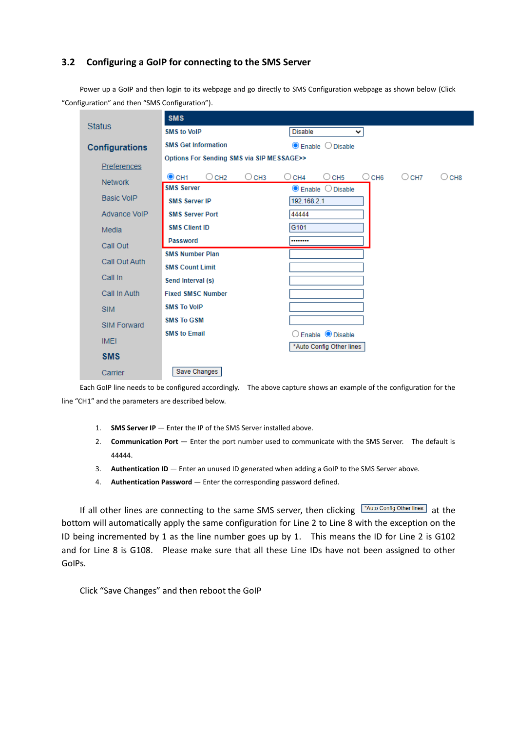### 3.2 Configuring a GoIP for connecting to the SMS Server

Power up a GoIP and then login to its webpage and go directly to SMS Configuration webpage as shown below (Click "Configuration" and then "SMS Configuration").

Each GoIP line needs to be configured accordingly. The above capture shows an example of the configuration for the line "CH1" and the parameters are described below.

1. **SMS Server IP** — Enter the IP of the SMS Server installed above.
2. **Communication Port** — Enter the port number used to communicate with the SMS Server. The default is 44444.
3. **Authentication ID** — Enter an unused ID generated when adding a GoIP to the SMS Server above.
4. **Authentication Password** — Enter the corresponding password defined.

If all other lines are connecting to the same SMS server, then clicking *Auto Config Other lines at the bottom will automatically apply the same configuration for Line 2 to Line 8 with the exception on the ID being incremented by 1 as the line number goes up by 1. This means the ID for Line 2 is G102 and for Line 8 is G108. Please make sure that all these Line IDs have not been assigned to other GoIPs.

Click "Save Changes" and then reboot the GoIP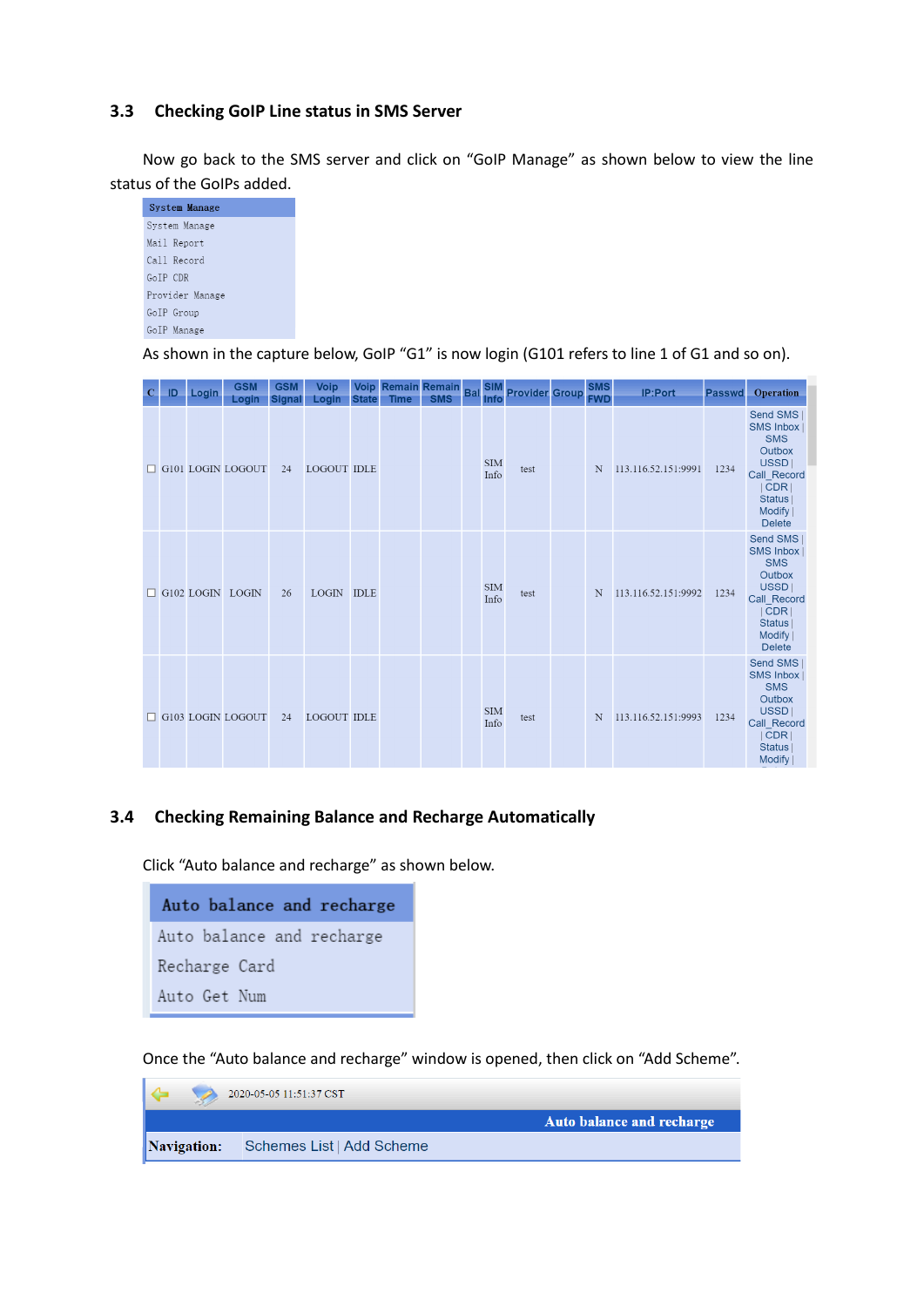## 3.3 Checking GoIP Line status in SMS Server

Now go back to the SMS server and click on "GoIP Manage" as shown below to view the line status of the GoIPs added.

| System Manage |
|---|
| System Manage |
| Mail Report |
| Call Record |
| GoIP CDR |
| Provider Manage |
| GoIP Group |
| GoIP Manage |

As shown in the capture below, GoIP "G1" is now login (G101 refers to line 1 of G1 and so on).

| C | ID | Login | GSM Login | GSM Signal | Voip Login | Voip State | Remain Time | Remain SMS | Bal | SIM Info | Provider | Group | SMS FWD | IP:Port | Passwd | Operation |
|---|---|---|---|---|---|---|---|---|---|---|---|---|---|---|---|---|
| ☐ | G101 | LOGIN | LOGOUT | 24 | LOGOUT | IDLE | | | | SIM Info | test | | N | 113.116.52.151:9991 | 1234 | Send SMS \| SMS Inbox \| SMS Outbox \| USSD \| Call_Record \| CDR \| Status \| Modify \| Delete |
| ☐ | G102 | LOGIN | LOGIN | 26 | LOGIN | IDLE | | | | SIM Info | test | | N | 113.116.52.151:9992 | 1234 | Send SMS \| SMS Inbox \| SMS Outbox \| USSD \| Call_Record \| CDR \| Status \| Modify \| Delete |
| ☐ | G103 | LOGIN | LOGOUT | 24 | LOGOUT | IDLE | | | | SIM Info | test | | N | 113.116.52.151:9993 | 1234 | Send SMS \| SMS Inbox \| SMS Outbox \| USSD \| Call_Record \| CDR \| Status \| Modify \| |

## 3.4 Checking Remaining Balance and Recharge Automatically

Click "Auto balance and recharge" as shown below.

| Auto balance and recharge |
|---|
| Auto balance and recharge |
| Recharge Card |
| Auto Get Num |

Once the "Auto balance and recharge" window is opened, then click on "Add Scheme".

2020-05-05 11:51:37 CST

**Auto balance and recharge**

**Navigation:** Schemes List | Add Scheme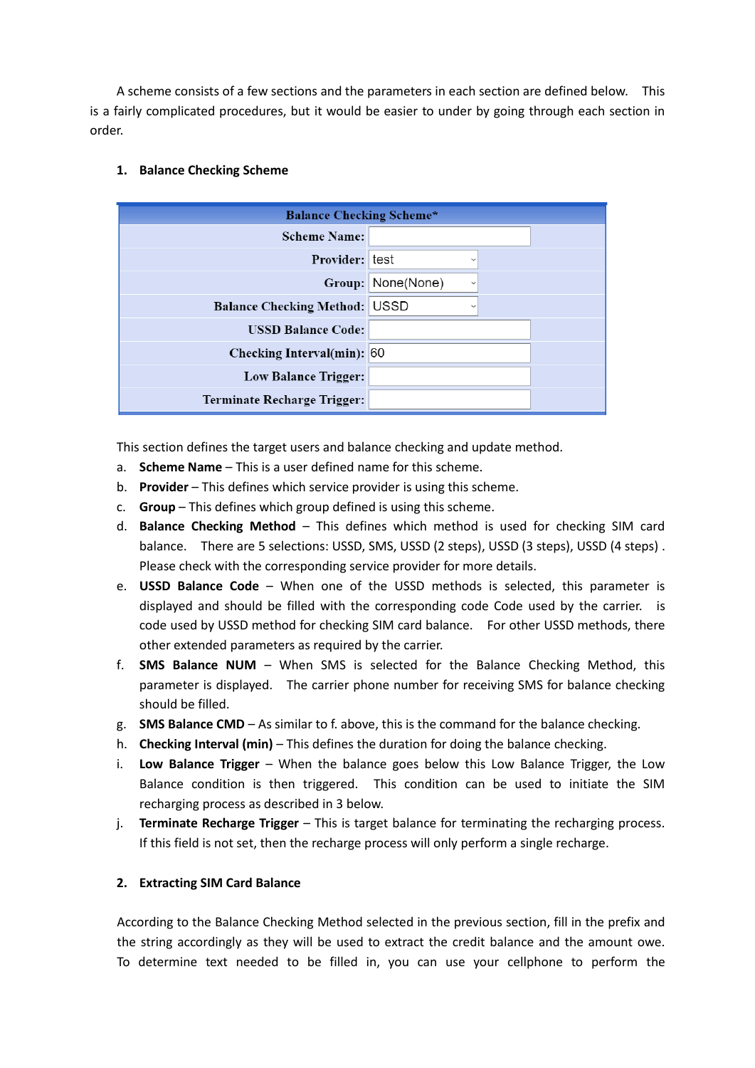A scheme consists of a few sections and the parameters in each section are defined below. This is a fairly complicated procedures, but it would be easier to under by going through each section in order.

1. **Balance Checking Scheme**

| Balance Checking Scheme* | |
|---|---|
| Scheme Name: | |
| Provider: | test |
| Group: | None(None) |
| Balance Checking Method: | USSD |
| USSD Balance Code: | |
| Checking Interval(min): | 60 |
| Low Balance Trigger: | |
| Terminate Recharge Trigger: | |

This section defines the target users and balance checking and update method.

a. **Scheme Name** – This is a user defined name for this scheme.
b. **Provider** – This defines which service provider is using this scheme.
c. **Group** – This defines which group defined is using this scheme.
d. **Balance Checking Method** – This defines which method is used for checking SIM card balance. There are 5 selections: USSD, SMS, USSD (2 steps), USSD (3 steps), USSD (4 steps) . Please check with the corresponding service provider for more details.
e. **USSD Balance Code** – When one of the USSD methods is selected, this parameter is displayed and should be filled with the corresponding code Code used by the carrier. is code used by USSD method for checking SIM card balance. For other USSD methods, there other extended parameters as required by the carrier.
f. **SMS Balance NUM** – When SMS is selected for the Balance Checking Method, this parameter is displayed. The carrier phone number for receiving SMS for balance checking should be filled.
g. **SMS Balance CMD** – As similar to f. above, this is the command for the balance checking.
h. **Checking Interval (min)** – This defines the duration for doing the balance checking.
i. **Low Balance Trigger** – When the balance goes below this Low Balance Trigger, the Low Balance condition is then triggered. This condition can be used to initiate the SIM recharging process as described in 3 below.
j. **Terminate Recharge Trigger** – This is target balance for terminating the recharging process. If this field is not set, then the recharge process will only perform a single recharge.

2. **Extracting SIM Card Balance**

According to the Balance Checking Method selected in the previous section, fill in the prefix and the string accordingly as they will be used to extract the credit balance and the amount owe. To determine text needed to be filled in, you can use your cellphone to perform the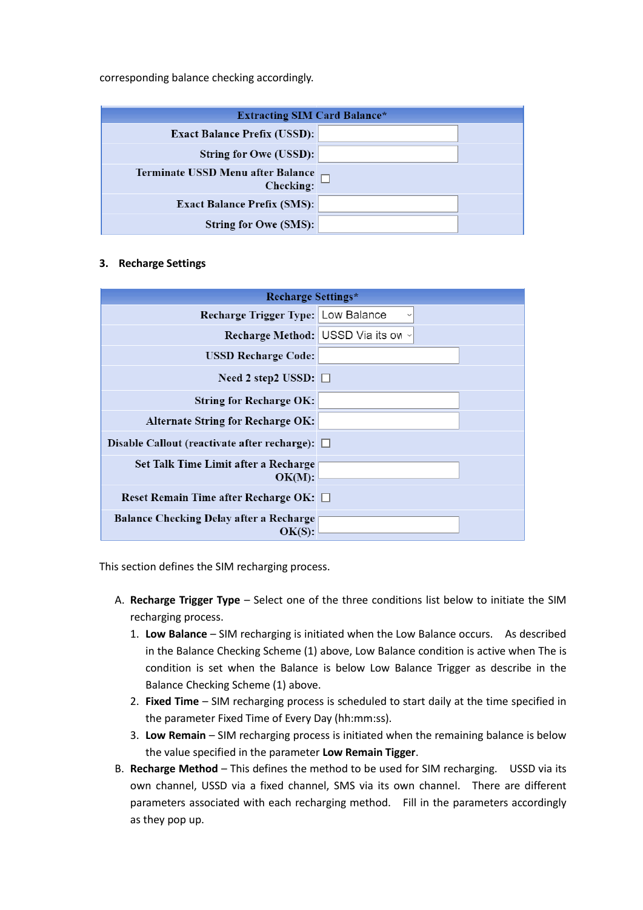corresponding balance checking accordingly.

| Extracting SIM Card Balance* | |
|---|---|
| Exact Balance Prefix (USSD): | |
| String for Owe (USSD): | |
| Terminate USSD Menu after Balance Checking: | ☐ |
| Exact Balance Prefix (SMS): | |
| String for Owe (SMS): | |

### 3. Recharge Settings

| Recharge Settings* | |
|---|---|
| Recharge Trigger Type: | Low Balance |
| Recharge Method: | USSD Via its ow |
| USSD Recharge Code: | |
| Need 2 step2 USSD: | ☐ |
| String for Recharge OK: | |
| Alternate String for Recharge OK: | |
| Disable Callout (reactivate after recharge): | ☐ |
| Set Talk Time Limit after a Recharge OK(M): | |
| Reset Remain Time after Recharge OK: | ☐ |
| Balance Checking Delay after a Recharge OK(S): | |

This section defines the SIM recharging process.

A. **Recharge Trigger Type** – Select one of the three conditions list below to initiate the SIM recharging process.
   1. **Low Balance** – SIM recharging is initiated when the Low Balance occurs. As described in the Balance Checking Scheme (1) above, Low Balance condition is active when The is condition is set when the Balance is below Low Balance Trigger as describe in the Balance Checking Scheme (1) above.
   2. **Fixed Time** – SIM recharging process is scheduled to start daily at the time specified in the parameter Fixed Time of Every Day (hh:mm:ss).
   3. **Low Remain** – SIM recharging process is initiated when the remaining balance is below the value specified in the parameter **Low Remain Tigger**.

B. **Recharge Method** – This defines the method to be used for SIM recharging. USSD via its own channel, USSD via a fixed channel, SMS via its own channel. There are different parameters associated with each recharging method. Fill in the parameters accordingly as they pop up.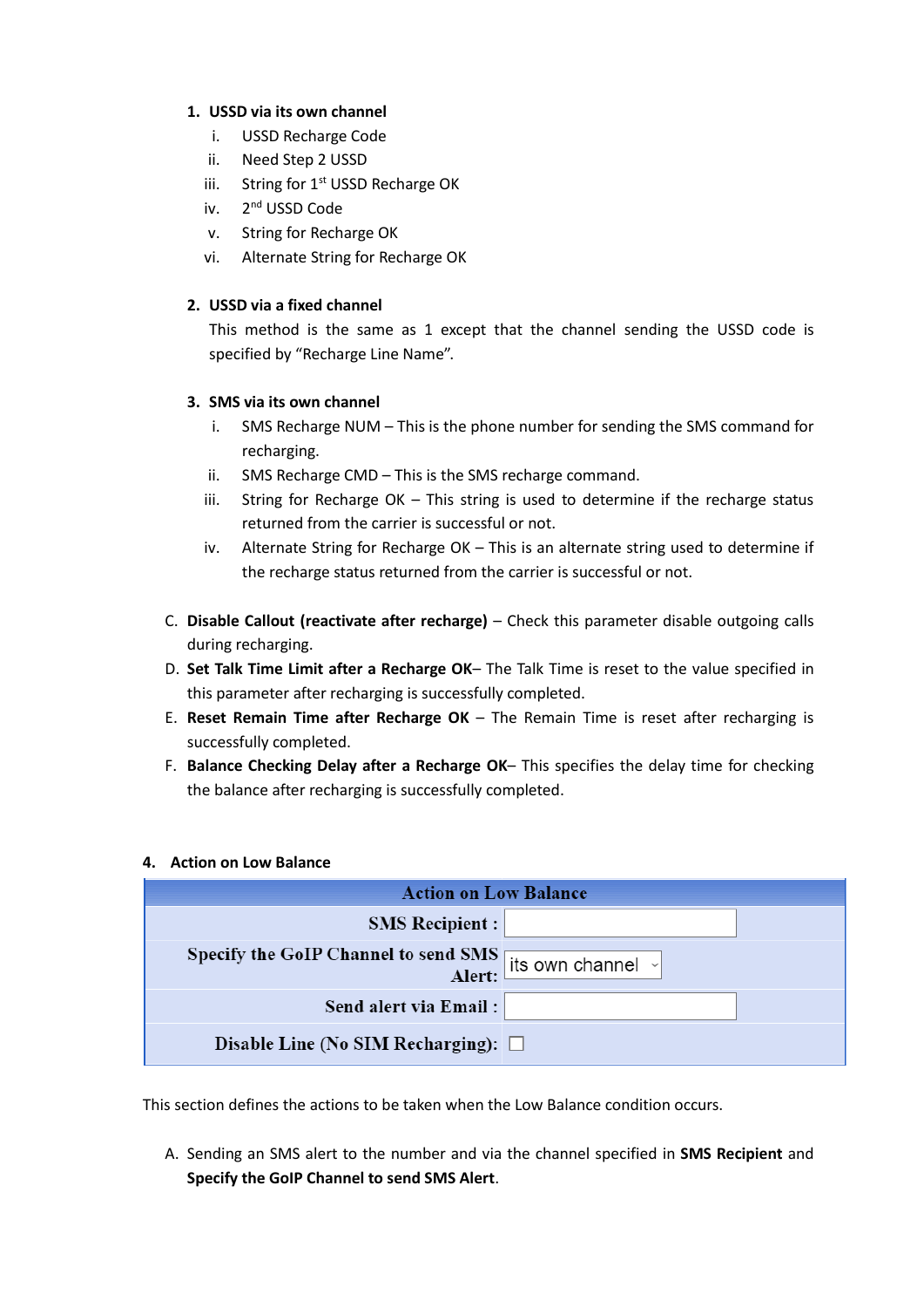1. **USSD via its own channel**
   1. USSD Recharge Code
   2. Need Step 2 USSD
   3. String for 1st USSD Recharge OK
   4. 2nd USSD Code
   5. String for Recharge OK
   6. Alternate String for Recharge OK

2. **USSD via a fixed channel**

   This method is the same as 1 except that the channel sending the USSD code is specified by "Recharge Line Name".

3. **SMS via its own channel**
   1. SMS Recharge NUM – This is the phone number for sending the SMS command for recharging.
   2. SMS Recharge CMD – This is the SMS recharge command.
   3. String for Recharge OK – This string is used to determine if the recharge status returned from the carrier is successful or not.
   4. Alternate String for Recharge OK – This is an alternate string used to determine if the recharge status returned from the carrier is successful or not.

C. **Disable Callout (reactivate after recharge)** – Check this parameter disable outgoing calls during recharging.

D. **Set Talk Time Limit after a Recharge OK**– The Talk Time is reset to the value specified in this parameter after recharging is successfully completed.

E. **Reset Remain Time after Recharge OK** – The Remain Time is reset after recharging is successfully completed.

F. **Balance Checking Delay after a Recharge OK**– This specifies the delay time for checking the balance after recharging is successfully completed.

#### 4. Action on Low Balance

| Action on Low Balance | |
|---|---|
| SMS Recipient : | |
| Specify the GoIP Channel to send SMS Alert: | its own channel |
| Send alert via Email : | |
| Disable Line (No SIM Recharging): | ☐ |

This section defines the actions to be taken when the Low Balance condition occurs.

A. Sending an SMS alert to the number and via the channel specified in **SMS Recipient** and **Specify the GoIP Channel to send SMS Alert**.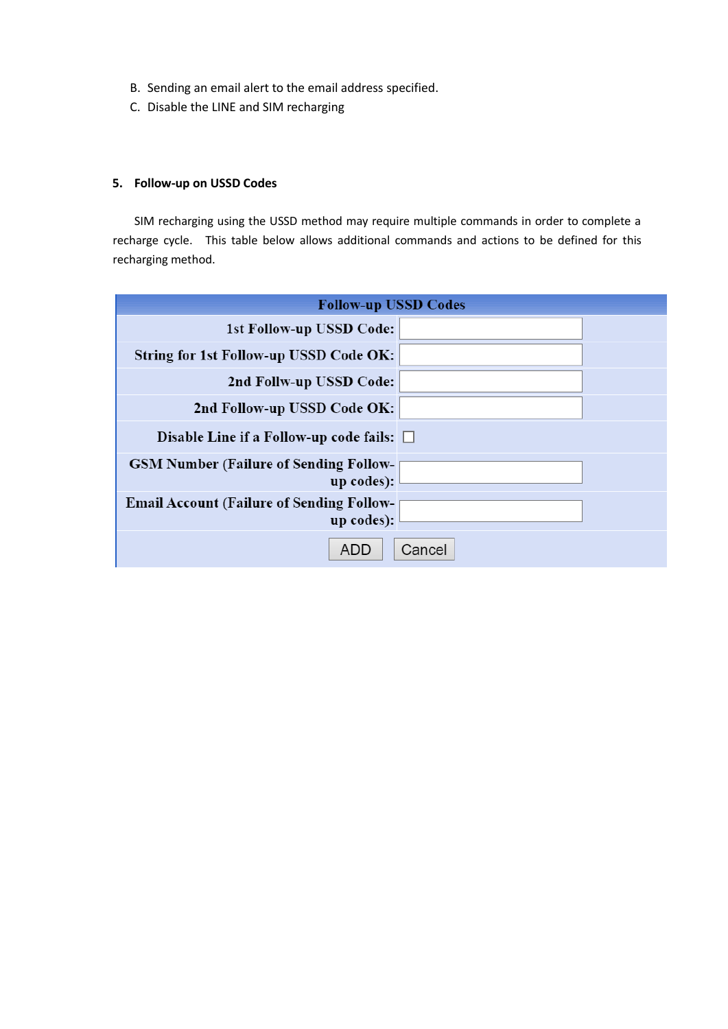B. Sending an email alert to the email address specified.
C. Disable the LINE and SIM recharging

**5. Follow-up on USSD Codes**

SIM recharging using the USSD method may require multiple commands in order to complete a recharge cycle. This table below allows additional commands and actions to be defined for this recharging method.

| Follow-up USSD Codes | |
|---|---|
| 1st Follow-up USSD Code: | |
| String for 1st Follow-up USSD Code OK: | |
| 2nd Follw-up USSD Code: | |
| 2nd Follow-up USSD Code OK: | |
| Disable Line if a Follow-up code fails: | ☐ |
| GSM Number (Failure of Sending Follow-up codes): | |
| Email Account (Failure of Sending Follow-up codes): | |
| ADD | Cancel |